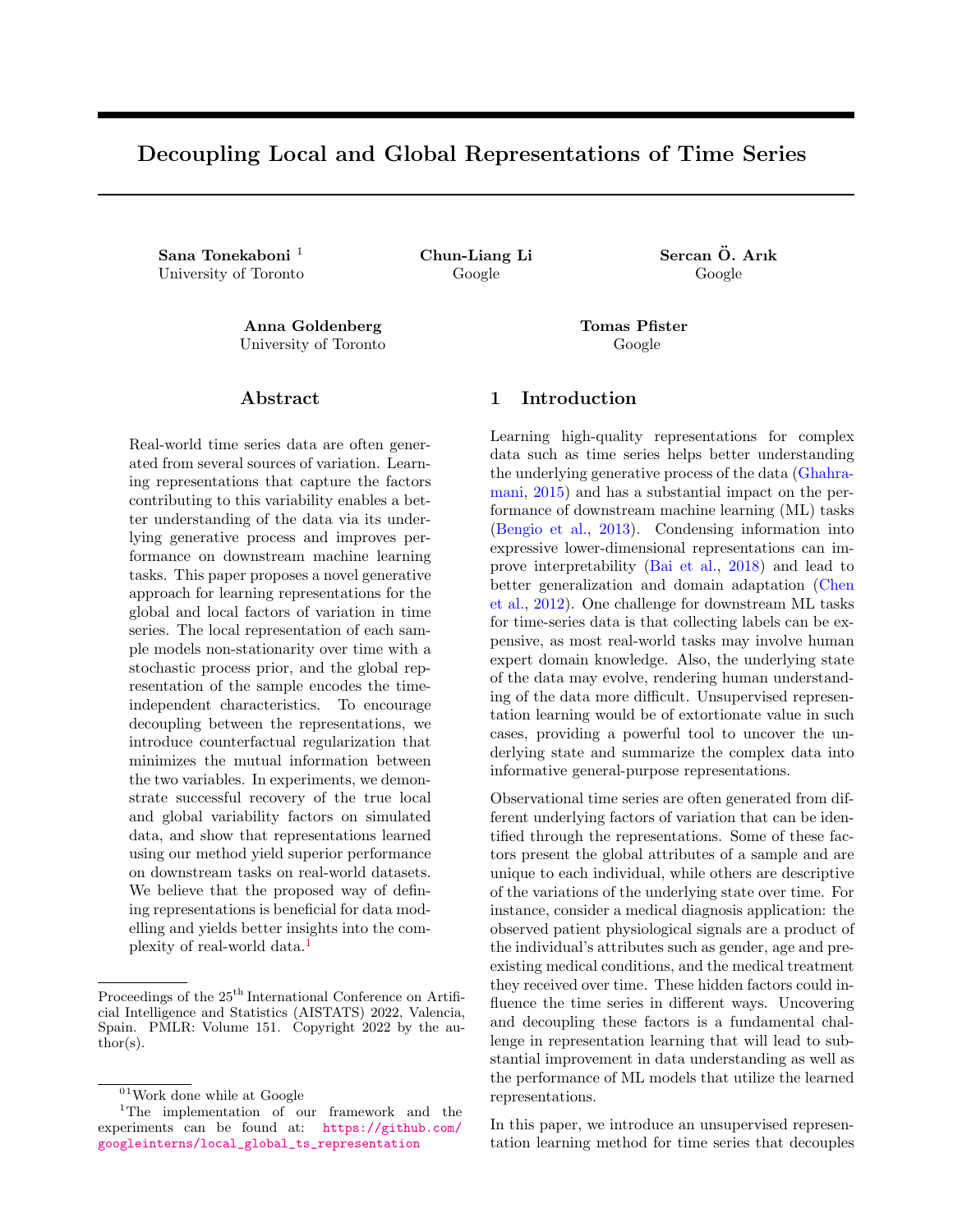# Decoupling Local and Global Representations of Time Series

**Sana Tonekaboni** [1]
University of Toronto

**Chun-Liang Li**
Google

**Sercan Ö. Arık**
Google

**Anna Goldenberg**
University of Toronto

**Tomas Pfister**
Google

## Abstract

Real-world time series data are often generated from several sources of variation. Learning representations that capture the factors contributing to this variability enables a better understanding of the data via its underlying generative process and improves performance on downstream machine learning tasks. This paper proposes a novel generative approach for learning representations for the global and local factors of variation in time series. The local representation of each sample models non-stationarity over time with a stochastic process prior, and the global representation of the sample encodes the time-independent characteristics. To encourage decoupling between the representations, we introduce counterfactual regularization that minimizes the mutual information between the two variables. In experiments, we demonstrate successful recovery of the true local and global variability factors on simulated data, and show that representations learned using our method yield superior performance on downstream tasks on real-world datasets. We believe that the proposed way of defining representations is beneficial for data modelling and yields better insights into the complexity of real-world data.[1]

## 1 Introduction

Learning high-quality representations for complex data such as time series helps better understanding the underlying generative process of the data (Ghahramani, 2015) and has a substantial impact on the performance of downstream machine learning (ML) tasks (Bengio et al., 2013). Condensing information into expressive lower-dimensional representations can improve interpretability (Bai et al., 2018) and lead to better generalization and domain adaptation (Chen et al., 2012). One challenge for downstream ML tasks for time-series data is that collecting labels can be expensive, as most real-world tasks may involve human expert domain knowledge. Also, the underlying state of the data may evolve, rendering human understanding of the data more difficult. Unsupervised representation learning would be of extortionate value in such cases, providing a powerful tool to uncover the underlying state and summarize the complex data into informative general-purpose representations.

Observational time series are often generated from different underlying factors of variation that can be identified through the representations. Some of these factors present the global attributes of a sample and are unique to each individual, while others are descriptive of the variations of the underlying state over time. For instance, consider a medical diagnosis application: the observed patient physiological signals are a product of the individual's attributes such as gender, age and preexisting medical conditions, and the medical treatment they received over time. These hidden factors could influence the time series in different ways. Uncovering and decoupling these factors is a fundamental challenge in representation learning that will lead to substantial improvement in data understanding as well as the performance of ML models that utilize the learned representations.

In this paper, we introduce an unsupervised representation learning method for time series that decouples

---

Proceedings of the 25[th] International Conference on Artificial Intelligence and Statistics (AISTATS) 2022, Valencia, Spain. PMLR: Volume 151. Copyright 2022 by the author(s).

[01] Work done while at Google

[1] The implementation of our framework and the experiments can be found at: https://github.com/googleinterns/local_global_ts_representation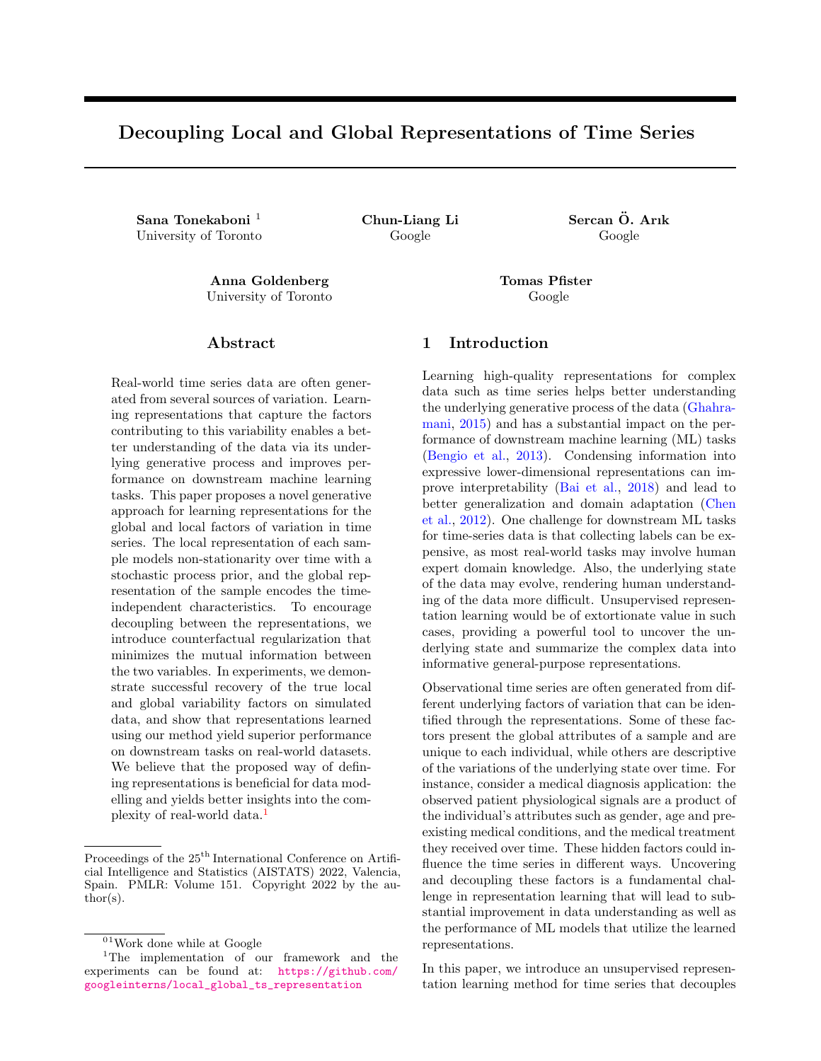# Decoupling Local and Global Representations of Time Series

**Sana Tonekaboni** [1]
University of Toronto

**Chun-Liang Li**
Google

**Sercan Ö. Arık**
Google

**Anna Goldenberg**
University of Toronto

**Tomas Pfister**
Google

## Abstract

Real-world time series data are often generated from several sources of variation. Learning representations that capture the factors contributing to this variability enables a better understanding of the data via its underlying generative process and improves performance on downstream machine learning tasks. This paper proposes a novel generative approach for learning representations for the global and local factors of variation in time series. The local representation of each sample models non-stationarity over time with a stochastic process prior, and the global representation of the sample encodes the time-independent characteristics. To encourage decoupling between the representations, we introduce counterfactual regularization that minimizes the mutual information between the two variables. In experiments, we demonstrate successful recovery of the true local and global variability factors on simulated data, and show that representations learned using our method yield superior performance on downstream tasks on real-world datasets. We believe that the proposed way of defining representations is beneficial for data modelling and yields better insights into the complexity of real-world data.[1]

## 1 Introduction

Learning high-quality representations for complex data such as time series helps better understanding the underlying generative process of the data (Ghahramani, 2015) and has a substantial impact on the performance of downstream machine learning (ML) tasks (Bengio et al., 2013). Condensing information into expressive lower-dimensional representations can improve interpretability (Bai et al., 2018) and lead to better generalization and domain adaptation (Chen et al., 2012). One challenge for downstream ML tasks for time-series data is that collecting labels can be expensive, as most real-world tasks may involve human expert domain knowledge. Also, the underlying state of the data may evolve, rendering human understanding of the data more difficult. Unsupervised representation learning would be of extortionate value in such cases, providing a powerful tool to uncover the underlying state and summarize the complex data into informative general-purpose representations.

Observational time series are often generated from different underlying factors of variation that can be identified through the representations. Some of these factors present the global attributes of a sample and are unique to each individual, while others are descriptive of the variations of the underlying state over time. For instance, consider a medical diagnosis application: the observed patient physiological signals are a product of the individual's attributes such as gender, age and preexisting medical conditions, and the medical treatment they received over time. These hidden factors could influence the time series in different ways. Uncovering and decoupling these factors is a fundamental challenge in representation learning that will lead to substantial improvement in data understanding as well as the performance of ML models that utilize the learned representations.

In this paper, we introduce an unsupervised representation learning method for time series that decouples

---

Proceedings of the 25[th] International Conference on Artificial Intelligence and Statistics (AISTATS) 2022, Valencia, Spain. PMLR: Volume 151. Copyright 2022 by the author(s).

[01] Work done while at Google

[1] The implementation of our framework and the experiments can be found at: https://github.com/googleinterns/local_global_ts_representation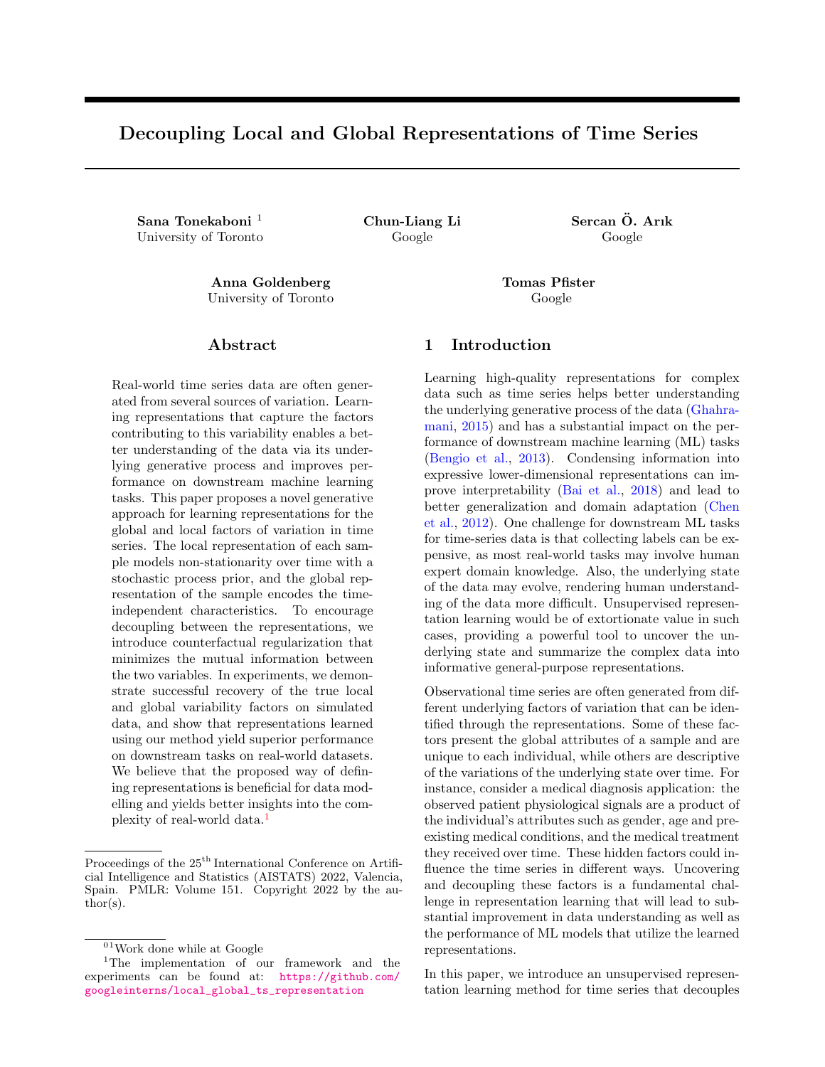# Decoupling Local and Global Representations of Time Series

**Sana Tonekaboni** [1]
University of Toronto

**Chun-Liang Li**
Google

**Sercan Ö. Arık**
Google

**Anna Goldenberg**
University of Toronto

**Tomas Pfister**
Google

## Abstract

Real-world time series data are often generated from several sources of variation. Learning representations that capture the factors contributing to this variability enables a better understanding of the data via its underlying generative process and improves performance on downstream machine learning tasks. This paper proposes a novel generative approach for learning representations for the global and local factors of variation in time series. The local representation of each sample models non-stationarity over time with a stochastic process prior, and the global representation of the sample encodes the time-independent characteristics. To encourage decoupling between the representations, we introduce counterfactual regularization that minimizes the mutual information between the two variables. In experiments, we demonstrate successful recovery of the true local and global variability factors on simulated data, and show that representations learned using our method yield superior performance on downstream tasks on real-world datasets. We believe that the proposed way of defining representations is beneficial for data modelling and yields better insights into the complexity of real-world data.[1]

## 1 Introduction

Learning high-quality representations for complex data such as time series helps better understanding the underlying generative process of the data (Ghahramani, 2015) and has a substantial impact on the performance of downstream machine learning (ML) tasks (Bengio et al., 2013). Condensing information into expressive lower-dimensional representations can improve interpretability (Bai et al., 2018) and lead to better generalization and domain adaptation (Chen et al., 2012). One challenge for downstream ML tasks for time-series data is that collecting labels can be expensive, as most real-world tasks may involve human expert domain knowledge. Also, the underlying state of the data may evolve, rendering human understanding of the data more difficult. Unsupervised representation learning would be of extortionate value in such cases, providing a powerful tool to uncover the underlying state and summarize the complex data into informative general-purpose representations.

Observational time series are often generated from different underlying factors of variation that can be identified through the representations. Some of these factors present the global attributes of a sample and are unique to each individual, while others are descriptive of the variations of the underlying state over time. For instance, consider a medical diagnosis application: the observed patient physiological signals are a product of the individual's attributes such as gender, age and preexisting medical conditions, and the medical treatment they received over time. These hidden factors could influence the time series in different ways. Uncovering and decoupling these factors is a fundamental challenge in representation learning that will lead to substantial improvement in data understanding as well as the performance of ML models that utilize the learned representations.

In this paper, we introduce an unsupervised representation learning method for time series that decouples

---

Proceedings of the 25[th] International Conference on Artificial Intelligence and Statistics (AISTATS) 2022, Valencia, Spain. PMLR: Volume 151. Copyright 2022 by the author(s).

[01] Work done while at Google

[1] The implementation of our framework and the experiments can be found at: https://github.com/googleinterns/local_global_ts_representation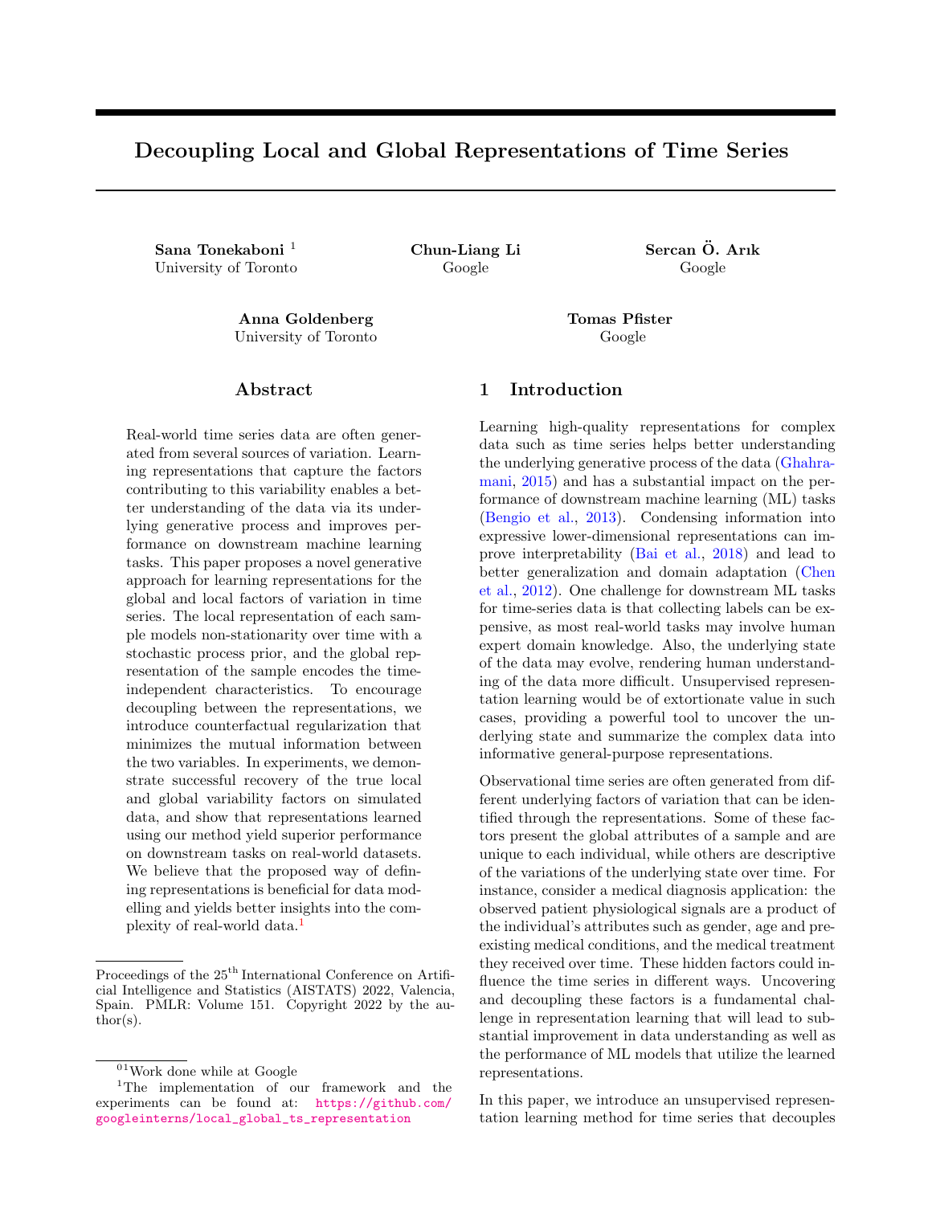# Decoupling Local and Global Representations of Time Series

**Sana Tonekaboni** [1]
University of Toronto

**Chun-Liang Li**
Google

**Sercan Ö. Arık**
Google

**Anna Goldenberg**
University of Toronto

**Tomas Pfister**
Google

## Abstract

Real-world time series data are often generated from several sources of variation. Learning representations that capture the factors contributing to this variability enables a better understanding of the data via its underlying generative process and improves performance on downstream machine learning tasks. This paper proposes a novel generative approach for learning representations for the global and local factors of variation in time series. The local representation of each sample models non-stationarity over time with a stochastic process prior, and the global representation of the sample encodes the time-independent characteristics. To encourage decoupling between the representations, we introduce counterfactual regularization that minimizes the mutual information between the two variables. In experiments, we demonstrate successful recovery of the true local and global variability factors on simulated data, and show that representations learned using our method yield superior performance on downstream tasks on real-world datasets. We believe that the proposed way of defining representations is beneficial for data modelling and yields better insights into the complexity of real-world data.[1]

## 1 Introduction

Learning high-quality representations for complex data such as time series helps better understanding the underlying generative process of the data (Ghahramani, 2015) and has a substantial impact on the performance of downstream machine learning (ML) tasks (Bengio et al., 2013). Condensing information into expressive lower-dimensional representations can improve interpretability (Bai et al., 2018) and lead to better generalization and domain adaptation (Chen et al., 2012). One challenge for downstream ML tasks for time-series data is that collecting labels can be expensive, as most real-world tasks may involve human expert domain knowledge. Also, the underlying state of the data may evolve, rendering human understanding of the data more difficult. Unsupervised representation learning would be of extortionate value in such cases, providing a powerful tool to uncover the underlying state and summarize the complex data into informative general-purpose representations.

Observational time series are often generated from different underlying factors of variation that can be identified through the representations. Some of these factors present the global attributes of a sample and are unique to each individual, while others are descriptive of the variations of the underlying state over time. For instance, consider a medical diagnosis application: the observed patient physiological signals are a product of the individual's attributes such as gender, age and preexisting medical conditions, and the medical treatment they received over time. These hidden factors could influence the time series in different ways. Uncovering and decoupling these factors is a fundamental challenge in representation learning that will lead to substantial improvement in data understanding as well as the performance of ML models that utilize the learned representations.

In this paper, we introduce an unsupervised representation learning method for time series that decouples

---

Proceedings of the 25[th] International Conference on Artificial Intelligence and Statistics (AISTATS) 2022, Valencia, Spain. PMLR: Volume 151. Copyright 2022 by the author(s).

[01] Work done while at Google

[1] The implementation of our framework and the experiments can be found at: https://github.com/googleinterns/local_global_ts_representation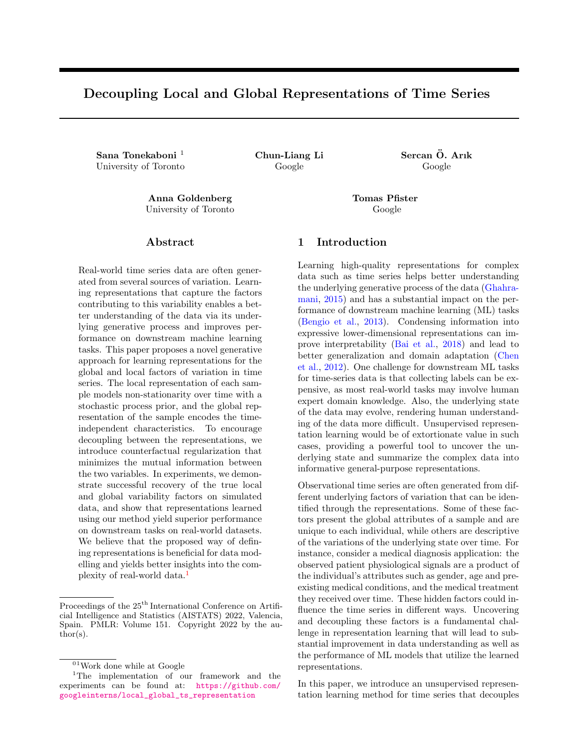# Decoupling Local and Global Representations of Time Series

**Sana Tonekaboni** [1]
University of Toronto

**Chun-Liang Li**
Google

**Sercan Ö. Arık**
Google

**Anna Goldenberg**
University of Toronto

**Tomas Pfister**
Google

## Abstract

Real-world time series data are often generated from several sources of variation. Learning representations that capture the factors contributing to this variability enables a better understanding of the data via its underlying generative process and improves performance on downstream machine learning tasks. This paper proposes a novel generative approach for learning representations for the global and local factors of variation in time series. The local representation of each sample models non-stationarity over time with a stochastic process prior, and the global representation of the sample encodes the time-independent characteristics. To encourage decoupling between the representations, we introduce counterfactual regularization that minimizes the mutual information between the two variables. In experiments, we demonstrate successful recovery of the true local and global variability factors on simulated data, and show that representations learned using our method yield superior performance on downstream tasks on real-world datasets. We believe that the proposed way of defining representations is beneficial for data modelling and yields better insights into the complexity of real-world data.[1]

## 1 Introduction

Learning high-quality representations for complex data such as time series helps better understanding the underlying generative process of the data (Ghahramani, 2015) and has a substantial impact on the performance of downstream machine learning (ML) tasks (Bengio et al., 2013). Condensing information into expressive lower-dimensional representations can improve interpretability (Bai et al., 2018) and lead to better generalization and domain adaptation (Chen et al., 2012). One challenge for downstream ML tasks for time-series data is that collecting labels can be expensive, as most real-world tasks may involve human expert domain knowledge. Also, the underlying state of the data may evolve, rendering human understanding of the data more difficult. Unsupervised representation learning would be of extortionate value in such cases, providing a powerful tool to uncover the underlying state and summarize the complex data into informative general-purpose representations.

Observational time series are often generated from different underlying factors of variation that can be identified through the representations. Some of these factors present the global attributes of a sample and are unique to each individual, while others are descriptive of the variations of the underlying state over time. For instance, consider a medical diagnosis application: the observed patient physiological signals are a product of the individual's attributes such as gender, age and preexisting medical conditions, and the medical treatment they received over time. These hidden factors could influence the time series in different ways. Uncovering and decoupling these factors is a fundamental challenge in representation learning that will lead to substantial improvement in data understanding as well as the performance of ML models that utilize the learned representations.

In this paper, we introduce an unsupervised representation learning method for time series that decouples

---

Proceedings of the 25[th] International Conference on Artificial Intelligence and Statistics (AISTATS) 2022, Valencia, Spain. PMLR: Volume 151. Copyright 2022 by the author(s).

[01] Work done while at Google

[1] The implementation of our framework and the experiments can be found at: https://github.com/googleinterns/local_global_ts_representation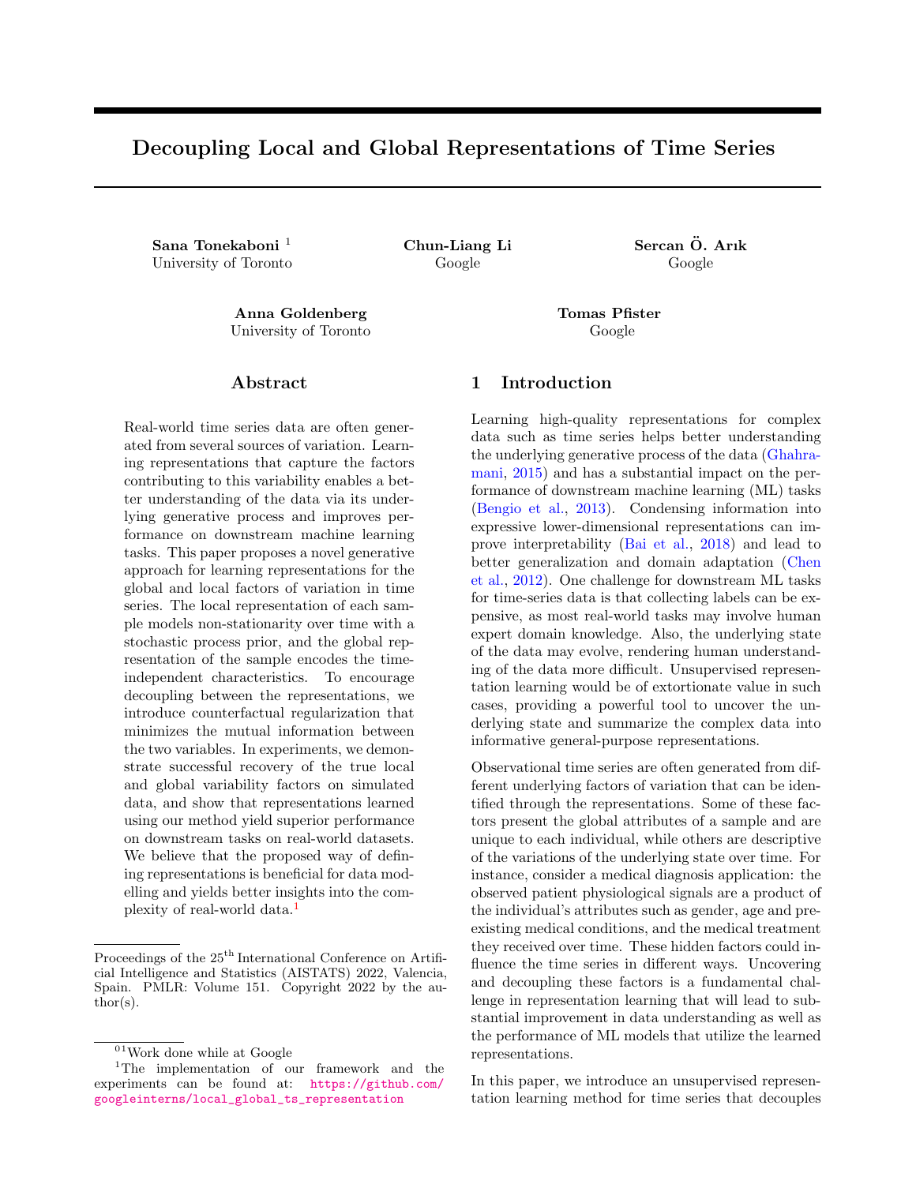# Decoupling Local and Global Representations of Time Series

**Sana Tonekaboni** [1]
University of Toronto

**Chun-Liang Li**
Google

**Sercan Ö. Arık**
Google

**Anna Goldenberg**
University of Toronto

**Tomas Pfister**
Google

## Abstract

Real-world time series data are often generated from several sources of variation. Learning representations that capture the factors contributing to this variability enables a better understanding of the data via its underlying generative process and improves performance on downstream machine learning tasks. This paper proposes a novel generative approach for learning representations for the global and local factors of variation in time series. The local representation of each sample models non-stationarity over time with a stochastic process prior, and the global representation of the sample encodes the time-independent characteristics. To encourage decoupling between the representations, we introduce counterfactual regularization that minimizes the mutual information between the two variables. In experiments, we demonstrate successful recovery of the true local and global variability factors on simulated data, and show that representations learned using our method yield superior performance on downstream tasks on real-world datasets. We believe that the proposed way of defining representations is beneficial for data modelling and yields better insights into the complexity of real-world data.[1]

## 1 Introduction

Learning high-quality representations for complex data such as time series helps better understanding the underlying generative process of the data (Ghahramani, 2015) and has a substantial impact on the performance of downstream machine learning (ML) tasks (Bengio et al., 2013). Condensing information into expressive lower-dimensional representations can improve interpretability (Bai et al., 2018) and lead to better generalization and domain adaptation (Chen et al., 2012). One challenge for downstream ML tasks for time-series data is that collecting labels can be expensive, as most real-world tasks may involve human expert domain knowledge. Also, the underlying state of the data may evolve, rendering human understanding of the data more difficult. Unsupervised representation learning would be of extortionate value in such cases, providing a powerful tool to uncover the underlying state and summarize the complex data into informative general-purpose representations.

Observational time series are often generated from different underlying factors of variation that can be identified through the representations. Some of these factors present the global attributes of a sample and are unique to each individual, while others are descriptive of the variations of the underlying state over time. For instance, consider a medical diagnosis application: the observed patient physiological signals are a product of the individual's attributes such as gender, age and preexisting medical conditions, and the medical treatment they received over time. These hidden factors could influence the time series in different ways. Uncovering and decoupling these factors is a fundamental challenge in representation learning that will lead to substantial improvement in data understanding as well as the performance of ML models that utilize the learned representations.

In this paper, we introduce an unsupervised representation learning method for time series that decouples

---

Proceedings of the 25[th] International Conference on Artificial Intelligence and Statistics (AISTATS) 2022, Valencia, Spain. PMLR: Volume 151. Copyright 2022 by the author(s).

[01] Work done while at Google

[1] The implementation of our framework and the experiments can be found at: https://github.com/googleinterns/local_global_ts_representation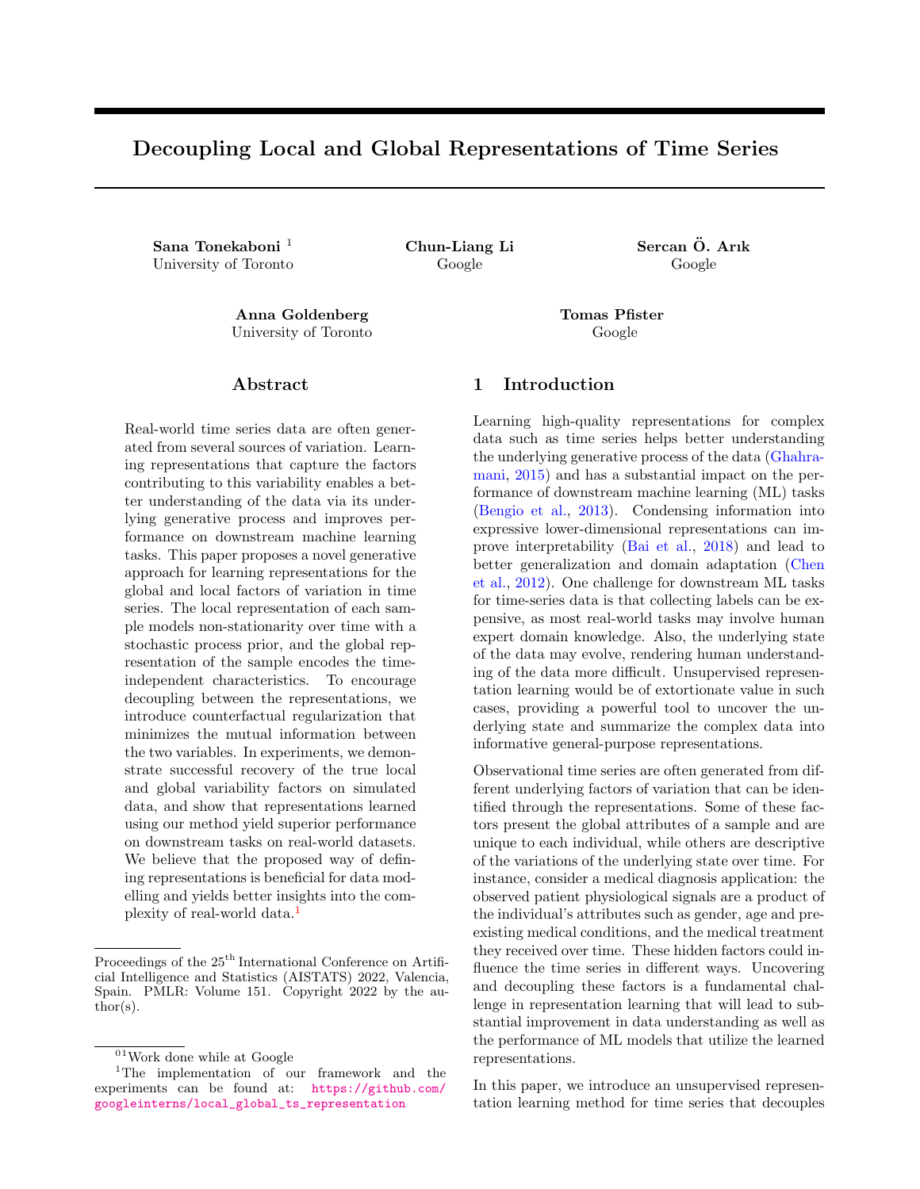# Decoupling Local and Global Representations of Time Series

**Sana Tonekaboni** [1]
University of Toronto

**Chun-Liang Li**
Google

**Sercan Ö. Arık**
Google

**Anna Goldenberg**
University of Toronto

**Tomas Pfister**
Google

## Abstract

Real-world time series data are often generated from several sources of variation. Learning representations that capture the factors contributing to this variability enables a better understanding of the data via its underlying generative process and improves performance on downstream machine learning tasks. This paper proposes a novel generative approach for learning representations for the global and local factors of variation in time series. The local representation of each sample models non-stationarity over time with a stochastic process prior, and the global representation of the sample encodes the time-independent characteristics. To encourage decoupling between the representations, we introduce counterfactual regularization that minimizes the mutual information between the two variables. In experiments, we demonstrate successful recovery of the true local and global variability factors on simulated data, and show that representations learned using our method yield superior performance on downstream tasks on real-world datasets. We believe that the proposed way of defining representations is beneficial for data modelling and yields better insights into the complexity of real-world data.[1]

Proceedings of the 25[th] International Conference on Artificial Intelligence and Statistics (AISTATS) 2022, Valencia, Spain. PMLR: Volume 151. Copyright 2022 by the author(s).

[01]Work done while at Google

[1]The implementation of our framework and the experiments can be found at: https://github.com/googleinterns/local_global_ts_representation

## 1 Introduction

Learning high-quality representations for complex data such as time series helps better understanding the underlying generative process of the data (Ghahramani, 2015) and has a substantial impact on the performance of downstream machine learning (ML) tasks (Bengio et al., 2013). Condensing information into expressive lower-dimensional representations can improve interpretability (Bai et al., 2018) and lead to better generalization and domain adaptation (Chen et al., 2012). One challenge for downstream ML tasks for time-series data is that collecting labels can be expensive, as most real-world tasks may involve human expert domain knowledge. Also, the underlying state of the data may evolve, rendering human understanding of the data more difficult. Unsupervised representation learning would be of extortionate value in such cases, providing a powerful tool to uncover the underlying state and summarize the complex data into informative general-purpose representations.

Observational time series are often generated from different underlying factors of variation that can be identified through the representations. Some of these factors present the global attributes of a sample and are unique to each individual, while others are descriptive of the variations of the underlying state over time. For instance, consider a medical diagnosis application: the observed patient physiological signals are a product of the individual's attributes such as gender, age and preexisting medical conditions, and the medical treatment they received over time. These hidden factors could influence the time series in different ways. Uncovering and decoupling these factors is a fundamental challenge in representation learning that will lead to substantial improvement in data understanding as well as the performance of ML models that utilize the learned representations.

In this paper, we introduce an unsupervised representation learning method for time series that decouples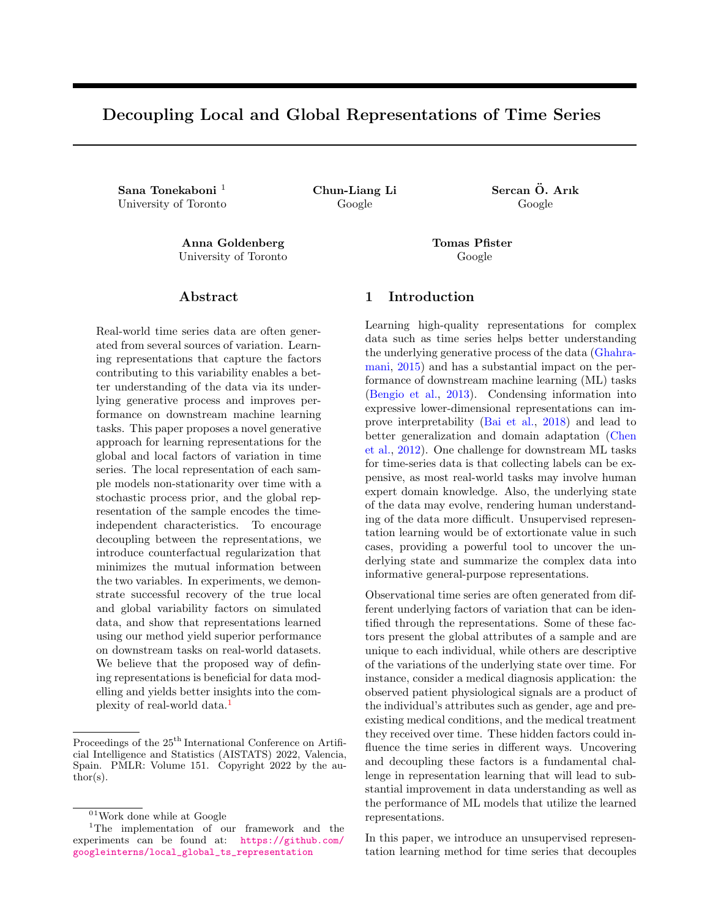# Decoupling Local and Global Representations of Time Series

**Sana Tonekaboni** [1]
University of Toronto

**Chun-Liang Li**
Google

**Sercan Ö. Arık**
Google

**Anna Goldenberg**
University of Toronto

**Tomas Pfister**
Google

## Abstract

Real-world time series data are often generated from several sources of variation. Learning representations that capture the factors contributing to this variability enables a better understanding of the data via its underlying generative process and improves performance on downstream machine learning tasks. This paper proposes a novel generative approach for learning representations for the global and local factors of variation in time series. The local representation of each sample models non-stationarity over time with a stochastic process prior, and the global representation of the sample encodes the time-independent characteristics. To encourage decoupling between the representations, we introduce counterfactual regularization that minimizes the mutual information between the two variables. In experiments, we demonstrate successful recovery of the true local and global variability factors on simulated data, and show that representations learned using our method yield superior performance on downstream tasks on real-world datasets. We believe that the proposed way of defining representations is beneficial for data modelling and yields better insights into the complexity of real-world data.[1]

## 1 Introduction

Learning high-quality representations for complex data such as time series helps better understanding the underlying generative process of the data (Ghahramani, 2015) and has a substantial impact on the performance of downstream machine learning (ML) tasks (Bengio et al., 2013). Condensing information into expressive lower-dimensional representations can improve interpretability (Bai et al., 2018) and lead to better generalization and domain adaptation (Chen et al., 2012). One challenge for downstream ML tasks for time-series data is that collecting labels can be expensive, as most real-world tasks may involve human expert domain knowledge. Also, the underlying state of the data may evolve, rendering human understanding of the data more difficult. Unsupervised representation learning would be of extortionate value in such cases, providing a powerful tool to uncover the underlying state and summarize the complex data into informative general-purpose representations.

Observational time series are often generated from different underlying factors of variation that can be identified through the representations. Some of these factors present the global attributes of a sample and are unique to each individual, while others are descriptive of the variations of the underlying state over time. For instance, consider a medical diagnosis application: the observed patient physiological signals are a product of the individual's attributes such as gender, age and preexisting medical conditions, and the medical treatment they received over time. These hidden factors could influence the time series in different ways. Uncovering and decoupling these factors is a fundamental challenge in representation learning that will lead to substantial improvement in data understanding as well as the performance of ML models that utilize the learned representations.

In this paper, we introduce an unsupervised representation learning method for time series that decouples

---

Proceedings of the 25[th] International Conference on Artificial Intelligence and Statistics (AISTATS) 2022, Valencia, Spain. PMLR: Volume 151. Copyright 2022 by the author(s).

[01] Work done while at Google

[1] The implementation of our framework and the experiments can be found at: https://github.com/googleinterns/local_global_ts_representation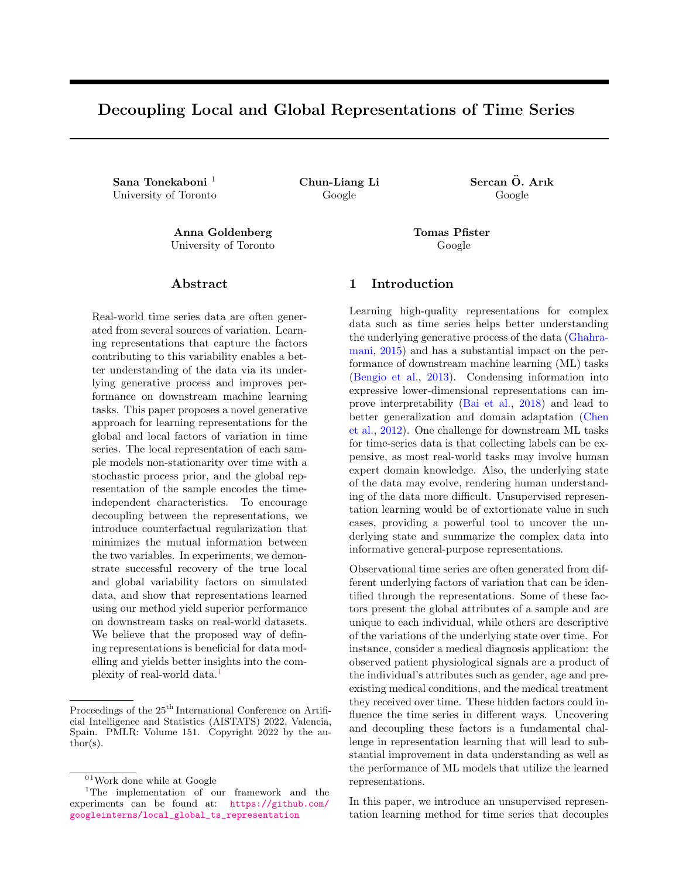# Decoupling Local and Global Representations of Time Series

**Sana Tonekaboni** [1]
University of Toronto

**Chun-Liang Li**
Google

**Sercan Ö. Arık**
Google

**Anna Goldenberg**
University of Toronto

**Tomas Pfister**
Google

## Abstract

Real-world time series data are often generated from several sources of variation. Learning representations that capture the factors contributing to this variability enables a better understanding of the data via its underlying generative process and improves performance on downstream machine learning tasks. This paper proposes a novel generative approach for learning representations for the global and local factors of variation in time series. The local representation of each sample models non-stationarity over time with a stochastic process prior, and the global representation of the sample encodes the time-independent characteristics. To encourage decoupling between the representations, we introduce counterfactual regularization that minimizes the mutual information between the two variables. In experiments, we demonstrate successful recovery of the true local and global variability factors on simulated data, and show that representations learned using our method yield superior performance on downstream tasks on real-world datasets. We believe that the proposed way of defining representations is beneficial for data modelling and yields better insights into the complexity of real-world data.[1]

## 1 Introduction

Learning high-quality representations for complex data such as time series helps better understanding the underlying generative process of the data (Ghahramani, 2015) and has a substantial impact on the performance of downstream machine learning (ML) tasks (Bengio et al., 2013). Condensing information into expressive lower-dimensional representations can improve interpretability (Bai et al., 2018) and lead to better generalization and domain adaptation (Chen et al., 2012). One challenge for downstream ML tasks for time-series data is that collecting labels can be expensive, as most real-world tasks may involve human expert domain knowledge. Also, the underlying state of the data may evolve, rendering human understanding of the data more difficult. Unsupervised representation learning would be of extortionate value in such cases, providing a powerful tool to uncover the underlying state and summarize the complex data into informative general-purpose representations.

Observational time series are often generated from different underlying factors of variation that can be identified through the representations. Some of these factors present the global attributes of a sample and are unique to each individual, while others are descriptive of the variations of the underlying state over time. For instance, consider a medical diagnosis application: the observed patient physiological signals are a product of the individual's attributes such as gender, age and preexisting medical conditions, and the medical treatment they received over time. These hidden factors could influence the time series in different ways. Uncovering and decoupling these factors is a fundamental challenge in representation learning that will lead to substantial improvement in data understanding as well as the performance of ML models that utilize the learned representations.

In this paper, we introduce an unsupervised representation learning method for time series that decouples

---

Proceedings of the 25[th] International Conference on Artificial Intelligence and Statistics (AISTATS) 2022, Valencia, Spain. PMLR: Volume 151. Copyright 2022 by the author(s).

[01] Work done while at Google

[1] The implementation of our framework and the experiments can be found at: https://github.com/googleinterns/local_global_ts_representation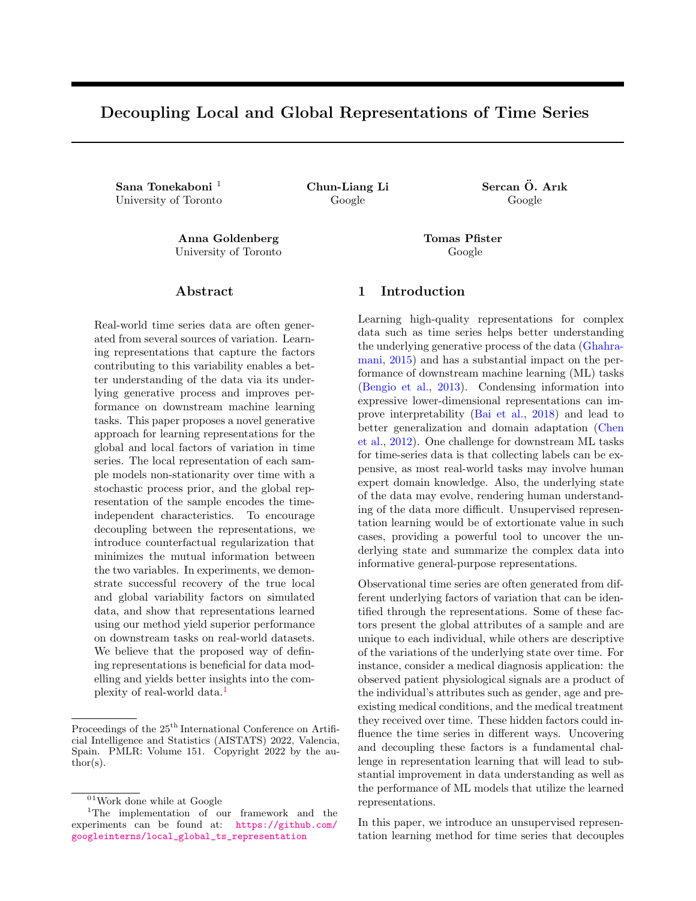# Decoupling Local and Global Representations of Time Series

**Sana Tonekaboni** [1]
University of Toronto

**Chun-Liang Li**
Google

**Sercan Ö. Arık**
Google

**Anna Goldenberg**
University of Toronto

**Tomas Pfister**
Google

## Abstract

Real-world time series data are often generated from several sources of variation. Learning representations that capture the factors contributing to this variability enables a better understanding of the data via its underlying generative process and improves performance on downstream machine learning tasks. This paper proposes a novel generative approach for learning representations for the global and local factors of variation in time series. The local representation of each sample models non-stationarity over time with a stochastic process prior, and the global representation of the sample encodes the time-independent characteristics. To encourage decoupling between the representations, we introduce counterfactual regularization that minimizes the mutual information between the two variables. In experiments, we demonstrate successful recovery of the true local and global variability factors on simulated data, and show that representations learned using our method yield superior performance on downstream tasks on real-world datasets. We believe that the proposed way of defining representations is beneficial for data modelling and yields better insights into the complexity of real-world data.[1]

## 1 Introduction

Learning high-quality representations for complex data such as time series helps better understanding the underlying generative process of the data (Ghahramani, 2015) and has a substantial impact on the performance of downstream machine learning (ML) tasks (Bengio et al., 2013). Condensing information into expressive lower-dimensional representations can improve interpretability (Bai et al., 2018) and lead to better generalization and domain adaptation (Chen et al., 2012). One challenge for downstream ML tasks for time-series data is that collecting labels can be expensive, as most real-world tasks may involve human expert domain knowledge. Also, the underlying state of the data may evolve, rendering human understanding of the data more difficult. Unsupervised representation learning would be of extortionate value in such cases, providing a powerful tool to uncover the underlying state and summarize the complex data into informative general-purpose representations.

Observational time series are often generated from different underlying factors of variation that can be identified through the representations. Some of these factors present the global attributes of a sample and are unique to each individual, while others are descriptive of the variations of the underlying state over time. For instance, consider a medical diagnosis application: the observed patient physiological signals are a product of the individual's attributes such as gender, age and preexisting medical conditions, and the medical treatment they received over time. These hidden factors could influence the time series in different ways. Uncovering and decoupling these factors is a fundamental challenge in representation learning that will lead to substantial improvement in data understanding as well as the performance of ML models that utilize the learned representations.

In this paper, we introduce an unsupervised representation learning method for time series that decouples

---

Proceedings of the 25[th] International Conference on Artificial Intelligence and Statistics (AISTATS) 2022, Valencia, Spain. PMLR: Volume 151. Copyright 2022 by the author(s).

[01] Work done while at Google

[1] The implementation of our framework and the experiments can be found at: https://github.com/googleinterns/local_global_ts_representation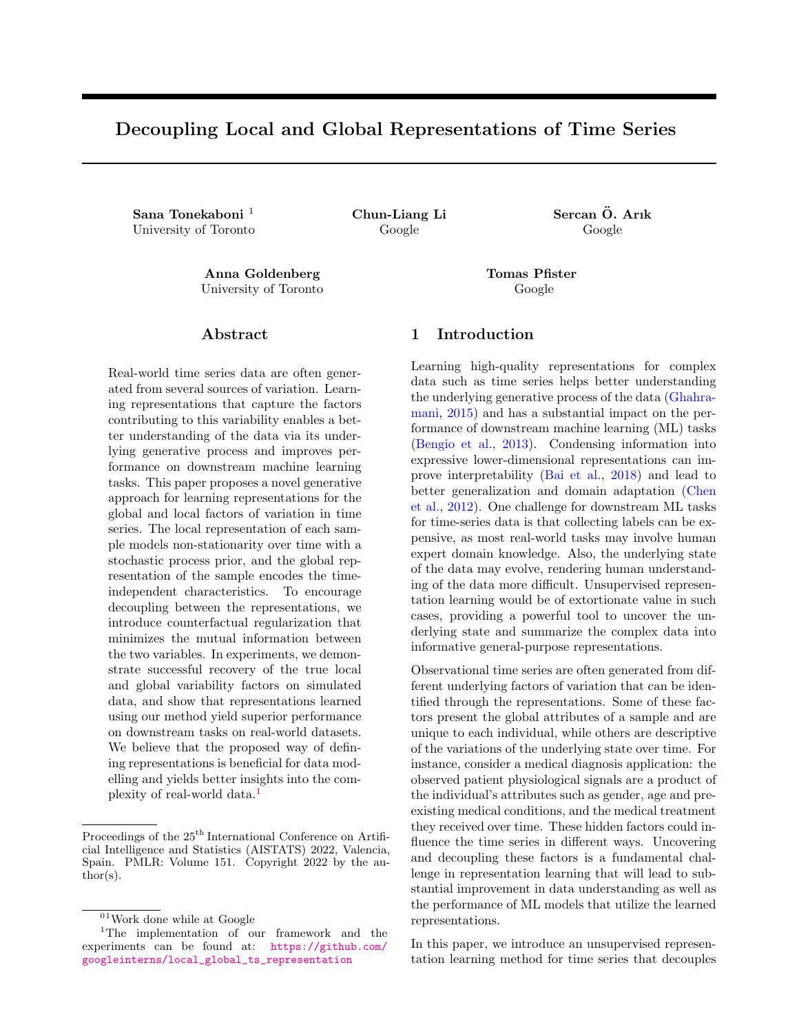# Decoupling Local and Global Representations of Time Series

**Sana Tonekaboni** [1]
University of Toronto

**Chun-Liang Li**
Google

**Sercan Ö. Arık**
Google

**Anna Goldenberg**
University of Toronto

**Tomas Pfister**
Google

## Abstract

Real-world time series data are often generated from several sources of variation. Learning representations that capture the factors contributing to this variability enables a better understanding of the data via its underlying generative process and improves performance on downstream machine learning tasks. This paper proposes a novel generative approach for learning representations for the global and local factors of variation in time series. The local representation of each sample models non-stationarity over time with a stochastic process prior, and the global representation of the sample encodes the time-independent characteristics. To encourage decoupling between the representations, we introduce counterfactual regularization that minimizes the mutual information between the two variables. In experiments, we demonstrate successful recovery of the true local and global variability factors on simulated data, and show that representations learned using our method yield superior performance on downstream tasks on real-world datasets. We believe that the proposed way of defining representations is beneficial for data modelling and yields better insights into the complexity of real-world data.[1]

## 1 Introduction

Learning high-quality representations for complex data such as time series helps better understanding the underlying generative process of the data (Ghahramani, 2015) and has a substantial impact on the performance of downstream machine learning (ML) tasks (Bengio et al., 2013). Condensing information into expressive lower-dimensional representations can improve interpretability (Bai et al., 2018) and lead to better generalization and domain adaptation (Chen et al., 2012). One challenge for downstream ML tasks for time-series data is that collecting labels can be expensive, as most real-world tasks may involve human expert domain knowledge. Also, the underlying state of the data may evolve, rendering human understanding of the data more difficult. Unsupervised representation learning would be of extortionate value in such cases, providing a powerful tool to uncover the underlying state and summarize the complex data into informative general-purpose representations.

Observational time series are often generated from different underlying factors of variation that can be identified through the representations. Some of these factors present the global attributes of a sample and are unique to each individual, while others are descriptive of the variations of the underlying state over time. For instance, consider a medical diagnosis application: the observed patient physiological signals are a product of the individual's attributes such as gender, age and preexisting medical conditions, and the medical treatment they received over time. These hidden factors could influence the time series in different ways. Uncovering and decoupling these factors is a fundamental challenge in representation learning that will lead to substantial improvement in data understanding as well as the performance of ML models that utilize the learned representations.

In this paper, we introduce an unsupervised representation learning method for time series that decouples

---

Proceedings of the 25[th] International Conference on Artificial Intelligence and Statistics (AISTATS) 2022, Valencia, Spain. PMLR: Volume 151. Copyright 2022 by the author(s).

[01] Work done while at Google

[1] The implementation of our framework and the experiments can be found at: https://github.com/googleinterns/local_global_ts_representation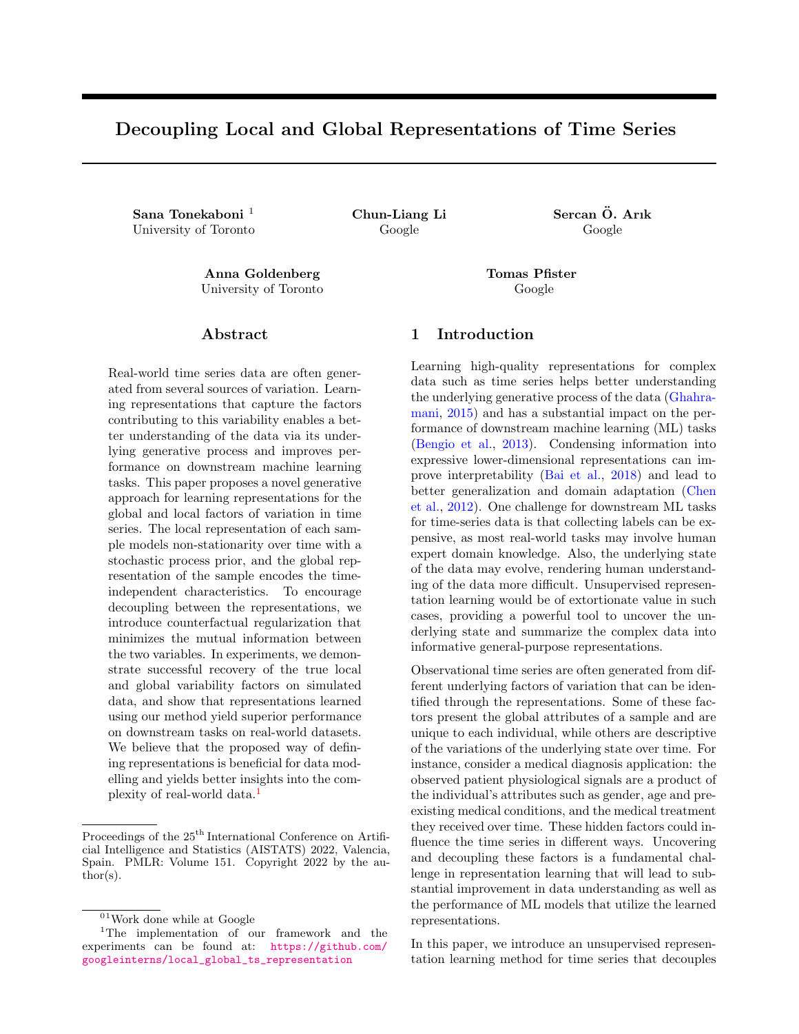# Decoupling Local and Global Representations of Time Series

**Sana Tonekaboni** [1]
University of Toronto

**Chun-Liang Li**
Google

**Sercan Ö. Arık**
Google

**Anna Goldenberg**
University of Toronto

**Tomas Pfister**
Google

## Abstract

Real-world time series data are often generated from several sources of variation. Learning representations that capture the factors contributing to this variability enables a better understanding of the data via its underlying generative process and improves performance on downstream machine learning tasks. This paper proposes a novel generative approach for learning representations for the global and local factors of variation in time series. The local representation of each sample models non-stationarity over time with a stochastic process prior, and the global representation of the sample encodes the time-independent characteristics. To encourage decoupling between the representations, we introduce counterfactual regularization that minimizes the mutual information between the two variables. In experiments, we demonstrate successful recovery of the true local and global variability factors on simulated data, and show that representations learned using our method yield superior performance on downstream tasks on real-world datasets. We believe that the proposed way of defining representations is beneficial for data modelling and yields better insights into the complexity of real-world data.[1]

## 1 Introduction

Learning high-quality representations for complex data such as time series helps better understanding the underlying generative process of the data (Ghahramani, 2015) and has a substantial impact on the performance of downstream machine learning (ML) tasks (Bengio et al., 2013). Condensing information into expressive lower-dimensional representations can improve interpretability (Bai et al., 2018) and lead to better generalization and domain adaptation (Chen et al., 2012). One challenge for downstream ML tasks for time-series data is that collecting labels can be expensive, as most real-world tasks may involve human expert domain knowledge. Also, the underlying state of the data may evolve, rendering human understanding of the data more difficult. Unsupervised representation learning would be of extortionate value in such cases, providing a powerful tool to uncover the underlying state and summarize the complex data into informative general-purpose representations.

Observational time series are often generated from different underlying factors of variation that can be identified through the representations. Some of these factors present the global attributes of a sample and are unique to each individual, while others are descriptive of the variations of the underlying state over time. For instance, consider a medical diagnosis application: the observed patient physiological signals are a product of the individual's attributes such as gender, age and preexisting medical conditions, and the medical treatment they received over time. These hidden factors could influence the time series in different ways. Uncovering and decoupling these factors is a fundamental challenge in representation learning that will lead to substantial improvement in data understanding as well as the performance of ML models that utilize the learned representations.

In this paper, we introduce an unsupervised representation learning method for time series that decouples

---

Proceedings of the 25[th] International Conference on Artificial Intelligence and Statistics (AISTATS) 2022, Valencia, Spain. PMLR: Volume 151. Copyright 2022 by the author(s).

[01] Work done while at Google

[1] The implementation of our framework and the experiments can be found at: https://github.com/googleinterns/local_global_ts_representation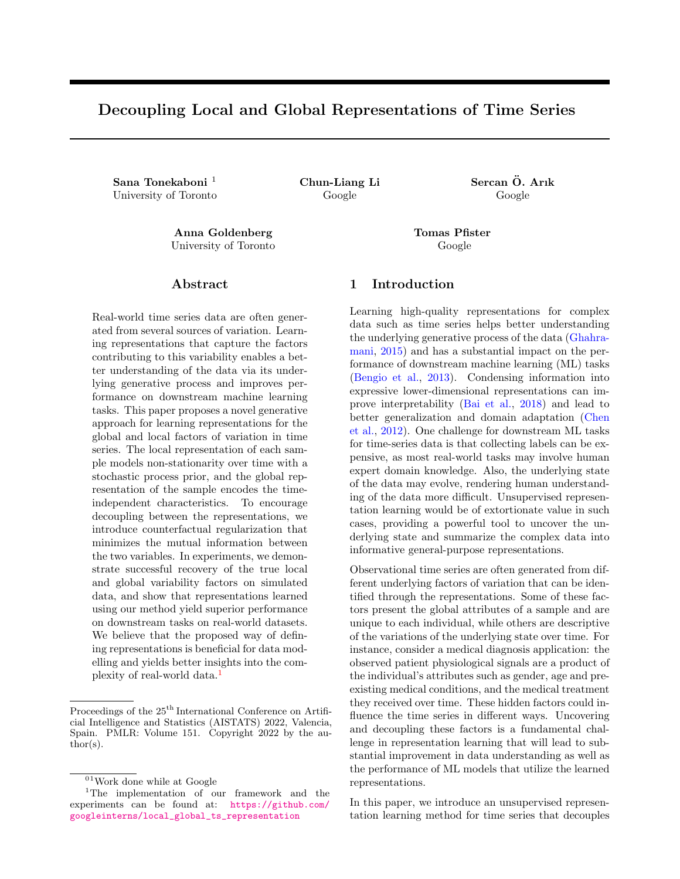# Decoupling Local and Global Representations of Time Series

**Sana Tonekaboni** [1]
University of Toronto

**Chun-Liang Li**
Google

**Sercan Ö. Arık**
Google

**Anna Goldenberg**
University of Toronto

**Tomas Pfister**
Google

## Abstract

Real-world time series data are often generated from several sources of variation. Learning representations that capture the factors contributing to this variability enables a better understanding of the data via its underlying generative process and improves performance on downstream machine learning tasks. This paper proposes a novel generative approach for learning representations for the global and local factors of variation in time series. The local representation of each sample models non-stationarity over time with a stochastic process prior, and the global representation of the sample encodes the time-independent characteristics. To encourage decoupling between the representations, we introduce counterfactual regularization that minimizes the mutual information between the two variables. In experiments, we demonstrate successful recovery of the true local and global variability factors on simulated data, and show that representations learned using our method yield superior performance on downstream tasks on real-world datasets. We believe that the proposed way of defining representations is beneficial for data modelling and yields better insights into the complexity of real-world data.[1]

## 1 Introduction

Learning high-quality representations for complex data such as time series helps better understanding the underlying generative process of the data (Ghahramani, 2015) and has a substantial impact on the performance of downstream machine learning (ML) tasks (Bengio et al., 2013). Condensing information into expressive lower-dimensional representations can improve interpretability (Bai et al., 2018) and lead to better generalization and domain adaptation (Chen et al., 2012). One challenge for downstream ML tasks for time-series data is that collecting labels can be expensive, as most real-world tasks may involve human expert domain knowledge. Also, the underlying state of the data may evolve, rendering human understanding of the data more difficult. Unsupervised representation learning would be of extortionate value in such cases, providing a powerful tool to uncover the underlying state and summarize the complex data into informative general-purpose representations.

Observational time series are often generated from different underlying factors of variation that can be identified through the representations. Some of these factors present the global attributes of a sample and are unique to each individual, while others are descriptive of the variations of the underlying state over time. For instance, consider a medical diagnosis application: the observed patient physiological signals are a product of the individual's attributes such as gender, age and preexisting medical conditions, and the medical treatment they received over time. These hidden factors could influence the time series in different ways. Uncovering and decoupling these factors is a fundamental challenge in representation learning that will lead to substantial improvement in data understanding as well as the performance of ML models that utilize the learned representations.

In this paper, we introduce an unsupervised representation learning method for time series that decouples

---

Proceedings of the 25[th] International Conference on Artificial Intelligence and Statistics (AISTATS) 2022, Valencia, Spain. PMLR: Volume 151. Copyright 2022 by the author(s).

[01] Work done while at Google

[1] The implementation of our framework and the experiments can be found at: https://github.com/googleinterns/local_global_ts_representation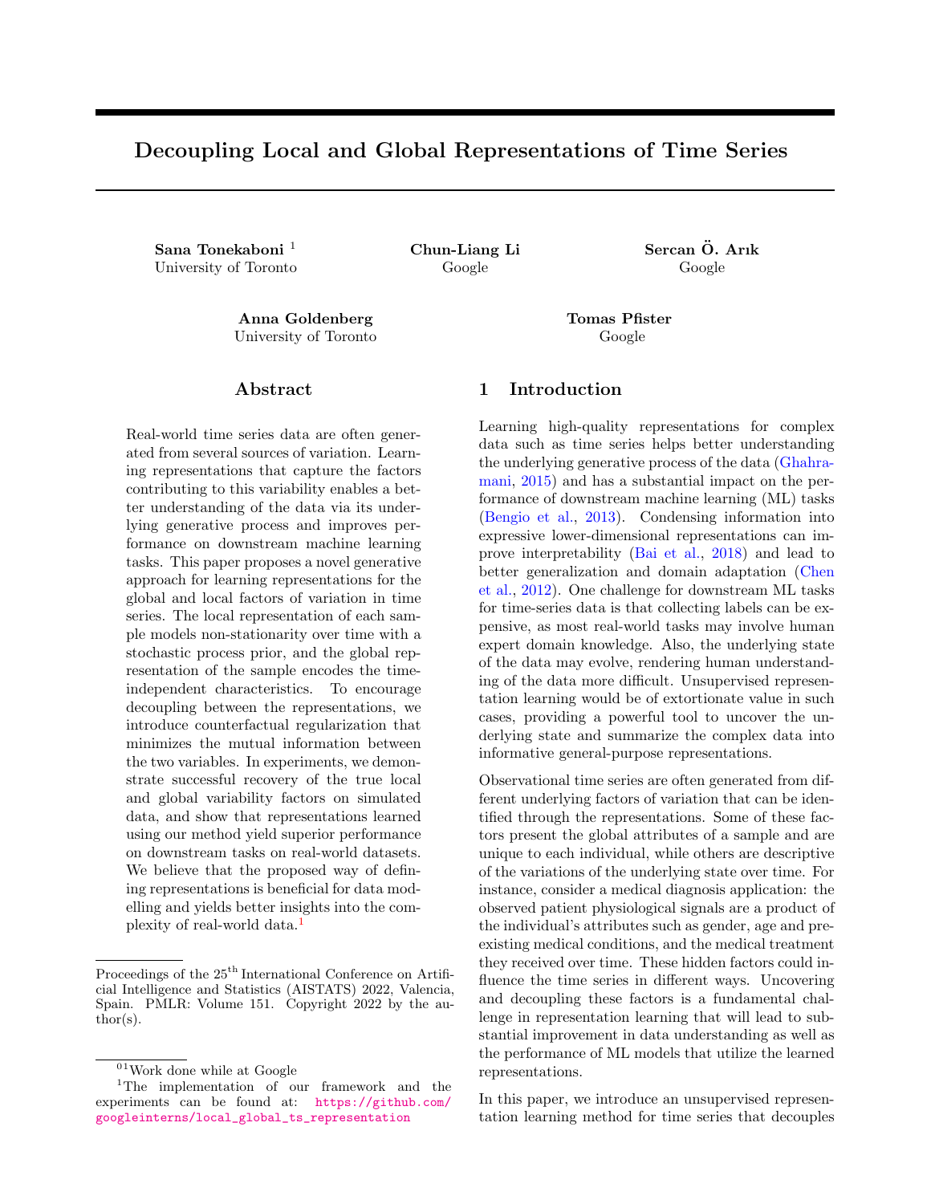# Decoupling Local and Global Representations of Time Series

**Sana Tonekaboni** [1]
University of Toronto

**Chun-Liang Li**
Google

**Sercan Ö. Arık**
Google

**Anna Goldenberg**
University of Toronto

**Tomas Pfister**
Google

## Abstract

Real-world time series data are often generated from several sources of variation. Learning representations that capture the factors contributing to this variability enables a better understanding of the data via its underlying generative process and improves performance on downstream machine learning tasks. This paper proposes a novel generative approach for learning representations for the global and local factors of variation in time series. The local representation of each sample models non-stationarity over time with a stochastic process prior, and the global representation of the sample encodes the time-independent characteristics. To encourage decoupling between the representations, we introduce counterfactual regularization that minimizes the mutual information between the two variables. In experiments, we demonstrate successful recovery of the true local and global variability factors on simulated data, and show that representations learned using our method yield superior performance on downstream tasks on real-world datasets. We believe that the proposed way of defining representations is beneficial for data modelling and yields better insights into the complexity of real-world data.[1]

## 1 Introduction

Learning high-quality representations for complex data such as time series helps better understanding the underlying generative process of the data (Ghahramani, 2015) and has a substantial impact on the performance of downstream machine learning (ML) tasks (Bengio et al., 2013). Condensing information into expressive lower-dimensional representations can improve interpretability (Bai et al., 2018) and lead to better generalization and domain adaptation (Chen et al., 2012). One challenge for downstream ML tasks for time-series data is that collecting labels can be expensive, as most real-world tasks may involve human expert domain knowledge. Also, the underlying state of the data may evolve, rendering human understanding of the data more difficult. Unsupervised representation learning would be of extortionate value in such cases, providing a powerful tool to uncover the underlying state and summarize the complex data into informative general-purpose representations.

Observational time series are often generated from different underlying factors of variation that can be identified through the representations. Some of these factors present the global attributes of a sample and are unique to each individual, while others are descriptive of the variations of the underlying state over time. For instance, consider a medical diagnosis application: the observed patient physiological signals are a product of the individual's attributes such as gender, age and preexisting medical conditions, and the medical treatment they received over time. These hidden factors could influence the time series in different ways. Uncovering and decoupling these factors is a fundamental challenge in representation learning that will lead to substantial improvement in data understanding as well as the performance of ML models that utilize the learned representations.

In this paper, we introduce an unsupervised representation learning method for time series that decouples

---

Proceedings of the 25[th] International Conference on Artificial Intelligence and Statistics (AISTATS) 2022, Valencia, Spain. PMLR: Volume 151. Copyright 2022 by the author(s).

[01] Work done while at Google

[1] The implementation of our framework and the experiments can be found at: https://github.com/googleinterns/local_global_ts_representation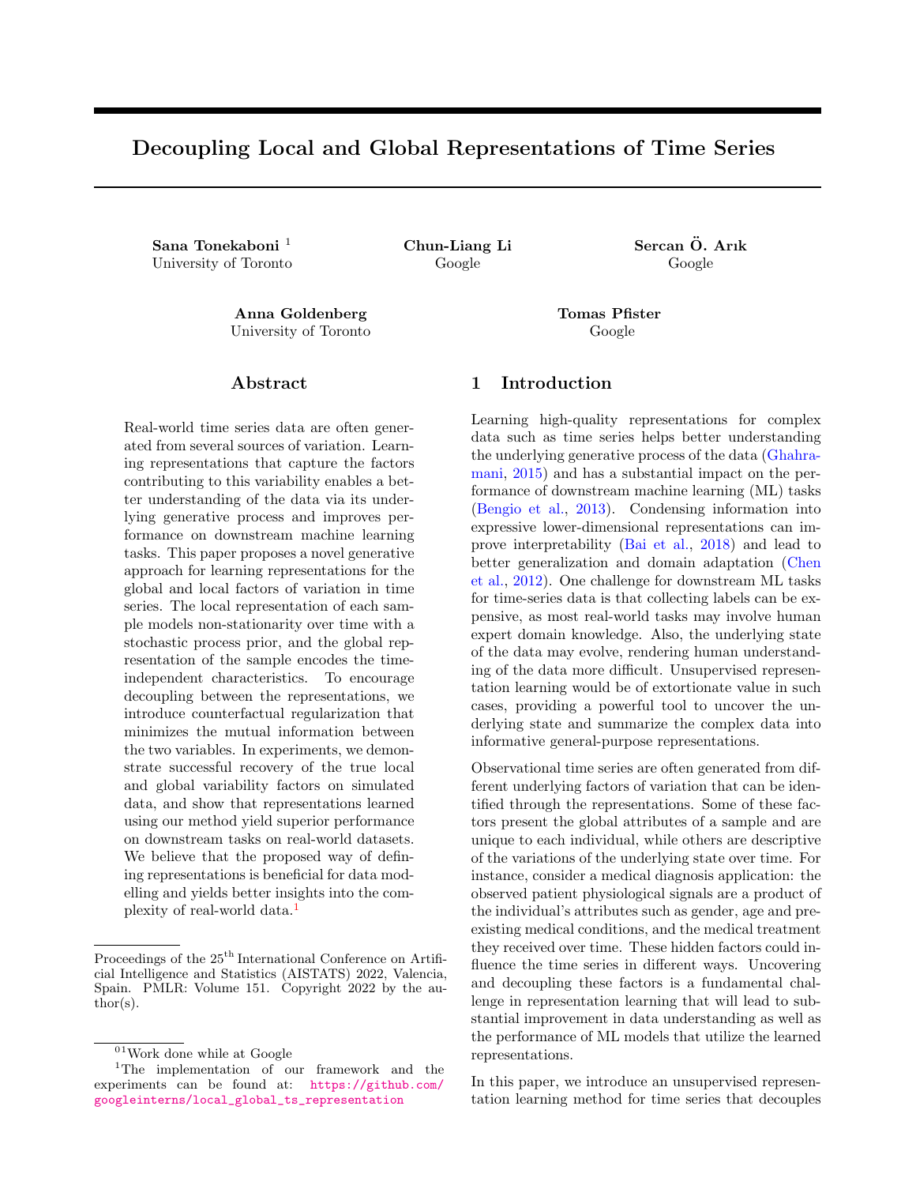# Decoupling Local and Global Representations of Time Series

**Sana Tonekaboni** [1]
University of Toronto

**Chun-Liang Li**
Google

**Sercan Ö. Arık**
Google

**Anna Goldenberg**
University of Toronto

**Tomas Pfister**
Google

## Abstract

Real-world time series data are often generated from several sources of variation. Learning representations that capture the factors contributing to this variability enables a better understanding of the data via its underlying generative process and improves performance on downstream machine learning tasks. This paper proposes a novel generative approach for learning representations for the global and local factors of variation in time series. The local representation of each sample models non-stationarity over time with a stochastic process prior, and the global representation of the sample encodes the time-independent characteristics. To encourage decoupling between the representations, we introduce counterfactual regularization that minimizes the mutual information between the two variables. In experiments, we demonstrate successful recovery of the true local and global variability factors on simulated data, and show that representations learned using our method yield superior performance on downstream tasks on real-world datasets. We believe that the proposed way of defining representations is beneficial for data modelling and yields better insights into the complexity of real-world data.[1]

Proceedings of the 25[th] International Conference on Artificial Intelligence and Statistics (AISTATS) 2022, Valencia, Spain. PMLR: Volume 151. Copyright 2022 by the author(s).

[01] Work done while at Google

[1] The implementation of our framework and the experiments can be found at: https://github.com/googleinterns/local_global_ts_representation

## 1 Introduction

Learning high-quality representations for complex data such as time series helps better understanding the underlying generative process of the data (Ghahramani, 2015) and has a substantial impact on the performance of downstream machine learning (ML) tasks (Bengio et al., 2013). Condensing information into expressive lower-dimensional representations can improve interpretability (Bai et al., 2018) and lead to better generalization and domain adaptation (Chen et al., 2012). One challenge for downstream ML tasks for time-series data is that collecting labels can be expensive, as most real-world tasks may involve human expert domain knowledge. Also, the underlying state of the data may evolve, rendering human understanding of the data more difficult. Unsupervised representation learning would be of extortionate value in such cases, providing a powerful tool to uncover the underlying state and summarize the complex data into informative general-purpose representations.

Observational time series are often generated from different underlying factors of variation that can be identified through the representations. Some of these factors present the global attributes of a sample and are unique to each individual, while others are descriptive of the variations of the underlying state over time. For instance, consider a medical diagnosis application: the observed patient physiological signals are a product of the individual's attributes such as gender, age and preexisting medical conditions, and the medical treatment they received over time. These hidden factors could influence the time series in different ways. Uncovering and decoupling these factors is a fundamental challenge in representation learning that will lead to substantial improvement in data understanding as well as the performance of ML models that utilize the learned representations.

In this paper, we introduce an unsupervised representation learning method for time series that decouples